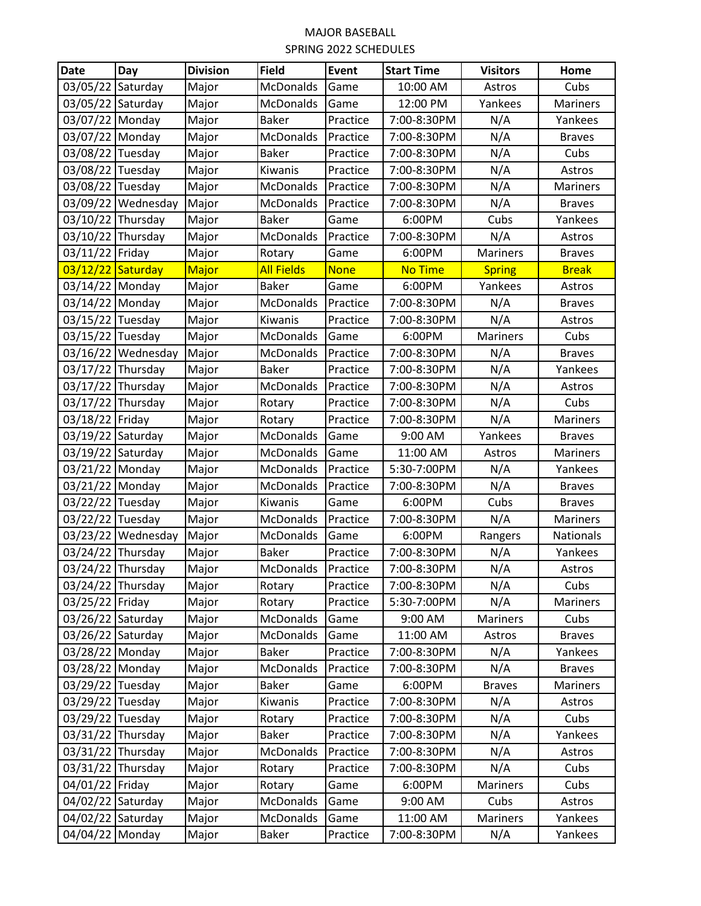MAJOR BASEBALL
SPRING 2022 SCHEDULES

| Date | Day | Division | Field | Event | Start Time | Visitors | Home |
|---|---|---|---|---|---|---|---|
| 03/05/22 | Saturday | Major | McDonalds | Game | 10:00 AM | Astros | Cubs |
| 03/05/22 | Saturday | Major | McDonalds | Game | 12:00 PM | Yankees | Mariners |
| 03/07/22 | Monday | Major | Baker | Practice | 7:00-8:30PM | N/A | Yankees |
| 03/07/22 | Monday | Major | McDonalds | Practice | 7:00-8:30PM | N/A | Braves |
| 03/08/22 | Tuesday | Major | Baker | Practice | 7:00-8:30PM | N/A | Cubs |
| 03/08/22 | Tuesday | Major | Kiwanis | Practice | 7:00-8:30PM | N/A | Astros |
| 03/08/22 | Tuesday | Major | McDonalds | Practice | 7:00-8:30PM | N/A | Mariners |
| 03/09/22 | Wednesday | Major | McDonalds | Practice | 7:00-8:30PM | N/A | Braves |
| 03/10/22 | Thursday | Major | Baker | Game | 6:00PM | Cubs | Yankees |
| 03/10/22 | Thursday | Major | McDonalds | Practice | 7:00-8:30PM | N/A | Astros |
| 03/11/22 | Friday | Major | Rotary | Game | 6:00PM | Mariners | Braves |
| 03/12/22 | Saturday | Major | All Fields | None | No Time | Spring | Break |
| 03/14/22 | Monday | Major | Baker | Game | 6:00PM | Yankees | Astros |
| 03/14/22 | Monday | Major | McDonalds | Practice | 7:00-8:30PM | N/A | Braves |
| 03/15/22 | Tuesday | Major | Kiwanis | Practice | 7:00-8:30PM | N/A | Astros |
| 03/15/22 | Tuesday | Major | McDonalds | Game | 6:00PM | Mariners | Cubs |
| 03/16/22 | Wednesday | Major | McDonalds | Practice | 7:00-8:30PM | N/A | Braves |
| 03/17/22 | Thursday | Major | Baker | Practice | 7:00-8:30PM | N/A | Yankees |
| 03/17/22 | Thursday | Major | McDonalds | Practice | 7:00-8:30PM | N/A | Astros |
| 03/17/22 | Thursday | Major | Rotary | Practice | 7:00-8:30PM | N/A | Cubs |
| 03/18/22 | Friday | Major | Rotary | Practice | 7:00-8:30PM | N/A | Mariners |
| 03/19/22 | Saturday | Major | McDonalds | Game | 9:00 AM | Yankees | Braves |
| 03/19/22 | Saturday | Major | McDonalds | Game | 11:00 AM | Astros | Mariners |
| 03/21/22 | Monday | Major | McDonalds | Practice | 5:30-7:00PM | N/A | Yankees |
| 03/21/22 | Monday | Major | McDonalds | Practice | 7:00-8:30PM | N/A | Braves |
| 03/22/22 | Tuesday | Major | Kiwanis | Game | 6:00PM | Cubs | Braves |
| 03/22/22 | Tuesday | Major | McDonalds | Practice | 7:00-8:30PM | N/A | Mariners |
| 03/23/22 | Wednesday | Major | McDonalds | Game | 6:00PM | Rangers | Nationals |
| 03/24/22 | Thursday | Major | Baker | Practice | 7:00-8:30PM | N/A | Yankees |
| 03/24/22 | Thursday | Major | McDonalds | Practice | 7:00-8:30PM | N/A | Astros |
| 03/24/22 | Thursday | Major | Rotary | Practice | 7:00-8:30PM | N/A | Cubs |
| 03/25/22 | Friday | Major | Rotary | Practice | 5:30-7:00PM | N/A | Mariners |
| 03/26/22 | Saturday | Major | McDonalds | Game | 9:00 AM | Mariners | Cubs |
| 03/26/22 | Saturday | Major | McDonalds | Game | 11:00 AM | Astros | Braves |
| 03/28/22 | Monday | Major | Baker | Practice | 7:00-8:30PM | N/A | Yankees |
| 03/28/22 | Monday | Major | McDonalds | Practice | 7:00-8:30PM | N/A | Braves |
| 03/29/22 | Tuesday | Major | Baker | Game | 6:00PM | Braves | Mariners |
| 03/29/22 | Tuesday | Major | Kiwanis | Practice | 7:00-8:30PM | N/A | Astros |
| 03/29/22 | Tuesday | Major | Rotary | Practice | 7:00-8:30PM | N/A | Cubs |
| 03/31/22 | Thursday | Major | Baker | Practice | 7:00-8:30PM | N/A | Yankees |
| 03/31/22 | Thursday | Major | McDonalds | Practice | 7:00-8:30PM | N/A | Astros |
| 03/31/22 | Thursday | Major | Rotary | Practice | 7:00-8:30PM | N/A | Cubs |
| 04/01/22 | Friday | Major | Rotary | Game | 6:00PM | Mariners | Cubs |
| 04/02/22 | Saturday | Major | McDonalds | Game | 9:00 AM | Cubs | Astros |
| 04/02/22 | Saturday | Major | McDonalds | Game | 11:00 AM | Mariners | Yankees |
| 04/04/22 | Monday | Major | Baker | Practice | 7:00-8:30PM | N/A | Yankees |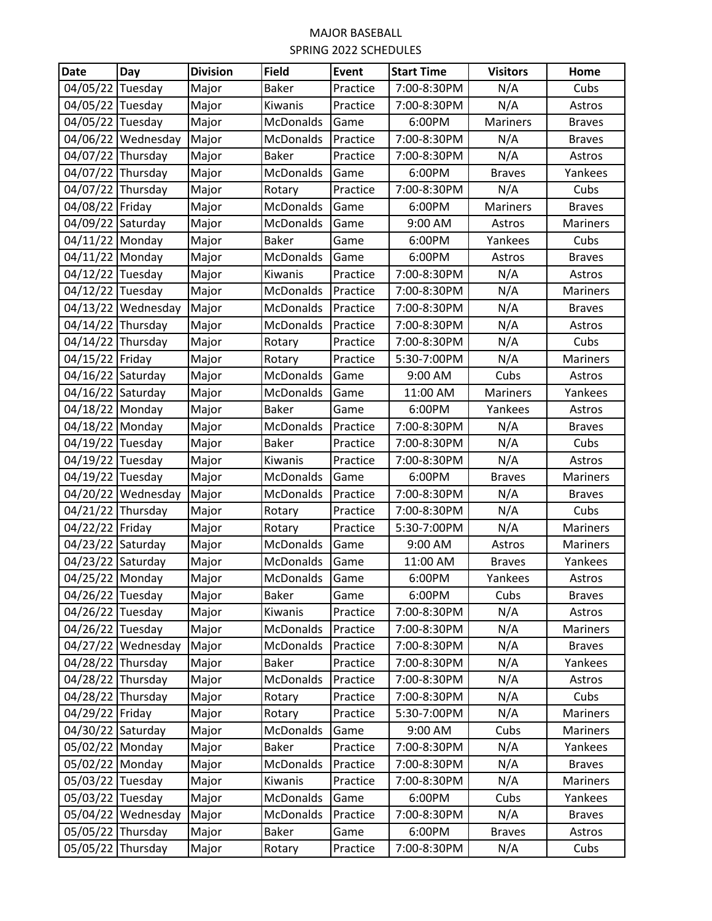MAJOR BASEBALL

SPRING 2022 SCHEDULES

| Date | Day | Division | Field | Event | Start Time | Visitors | Home |
|---|---|---|---|---|---|---|---|
| 04/05/22 | Tuesday | Major | Baker | Practice | 7:00-8:30PM | N/A | Cubs |
| 04/05/22 | Tuesday | Major | Kiwanis | Practice | 7:00-8:30PM | N/A | Astros |
| 04/05/22 | Tuesday | Major | McDonalds | Game | 6:00PM | Mariners | Braves |
| 04/06/22 | Wednesday | Major | McDonalds | Practice | 7:00-8:30PM | N/A | Braves |
| 04/07/22 | Thursday | Major | Baker | Practice | 7:00-8:30PM | N/A | Astros |
| 04/07/22 | Thursday | Major | McDonalds | Game | 6:00PM | Braves | Yankees |
| 04/07/22 | Thursday | Major | Rotary | Practice | 7:00-8:30PM | N/A | Cubs |
| 04/08/22 | Friday | Major | McDonalds | Game | 6:00PM | Mariners | Braves |
| 04/09/22 | Saturday | Major | McDonalds | Game | 9:00 AM | Astros | Mariners |
| 04/11/22 | Monday | Major | Baker | Game | 6:00PM | Yankees | Cubs |
| 04/11/22 | Monday | Major | McDonalds | Game | 6:00PM | Astros | Braves |
| 04/12/22 | Tuesday | Major | Kiwanis | Practice | 7:00-8:30PM | N/A | Astros |
| 04/12/22 | Tuesday | Major | McDonalds | Practice | 7:00-8:30PM | N/A | Mariners |
| 04/13/22 | Wednesday | Major | McDonalds | Practice | 7:00-8:30PM | N/A | Braves |
| 04/14/22 | Thursday | Major | McDonalds | Practice | 7:00-8:30PM | N/A | Astros |
| 04/14/22 | Thursday | Major | Rotary | Practice | 7:00-8:30PM | N/A | Cubs |
| 04/15/22 | Friday | Major | Rotary | Practice | 5:30-7:00PM | N/A | Mariners |
| 04/16/22 | Saturday | Major | McDonalds | Game | 9:00 AM | Cubs | Astros |
| 04/16/22 | Saturday | Major | McDonalds | Game | 11:00 AM | Mariners | Yankees |
| 04/18/22 | Monday | Major | Baker | Game | 6:00PM | Yankees | Astros |
| 04/18/22 | Monday | Major | McDonalds | Practice | 7:00-8:30PM | N/A | Braves |
| 04/19/22 | Tuesday | Major | Baker | Practice | 7:00-8:30PM | N/A | Cubs |
| 04/19/22 | Tuesday | Major | Kiwanis | Practice | 7:00-8:30PM | N/A | Astros |
| 04/19/22 | Tuesday | Major | McDonalds | Game | 6:00PM | Braves | Mariners |
| 04/20/22 | Wednesday | Major | McDonalds | Practice | 7:00-8:30PM | N/A | Braves |
| 04/21/22 | Thursday | Major | Rotary | Practice | 7:00-8:30PM | N/A | Cubs |
| 04/22/22 | Friday | Major | Rotary | Practice | 5:30-7:00PM | N/A | Mariners |
| 04/23/22 | Saturday | Major | McDonalds | Game | 9:00 AM | Astros | Mariners |
| 04/23/22 | Saturday | Major | McDonalds | Game | 11:00 AM | Braves | Yankees |
| 04/25/22 | Monday | Major | McDonalds | Game | 6:00PM | Yankees | Astros |
| 04/26/22 | Tuesday | Major | Baker | Game | 6:00PM | Cubs | Braves |
| 04/26/22 | Tuesday | Major | Kiwanis | Practice | 7:00-8:30PM | N/A | Astros |
| 04/26/22 | Tuesday | Major | McDonalds | Practice | 7:00-8:30PM | N/A | Mariners |
| 04/27/22 | Wednesday | Major | McDonalds | Practice | 7:00-8:30PM | N/A | Braves |
| 04/28/22 | Thursday | Major | Baker | Practice | 7:00-8:30PM | N/A | Yankees |
| 04/28/22 | Thursday | Major | McDonalds | Practice | 7:00-8:30PM | N/A | Astros |
| 04/28/22 | Thursday | Major | Rotary | Practice | 7:00-8:30PM | N/A | Cubs |
| 04/29/22 | Friday | Major | Rotary | Practice | 5:30-7:00PM | N/A | Mariners |
| 04/30/22 | Saturday | Major | McDonalds | Game | 9:00 AM | Cubs | Mariners |
| 05/02/22 | Monday | Major | Baker | Practice | 7:00-8:30PM | N/A | Yankees |
| 05/02/22 | Monday | Major | McDonalds | Practice | 7:00-8:30PM | N/A | Braves |
| 05/03/22 | Tuesday | Major | Kiwanis | Practice | 7:00-8:30PM | N/A | Mariners |
| 05/03/22 | Tuesday | Major | McDonalds | Game | 6:00PM | Cubs | Yankees |
| 05/04/22 | Wednesday | Major | McDonalds | Practice | 7:00-8:30PM | N/A | Braves |
| 05/05/22 | Thursday | Major | Baker | Game | 6:00PM | Braves | Astros |
| 05/05/22 | Thursday | Major | Rotary | Practice | 7:00-8:30PM | N/A | Cubs |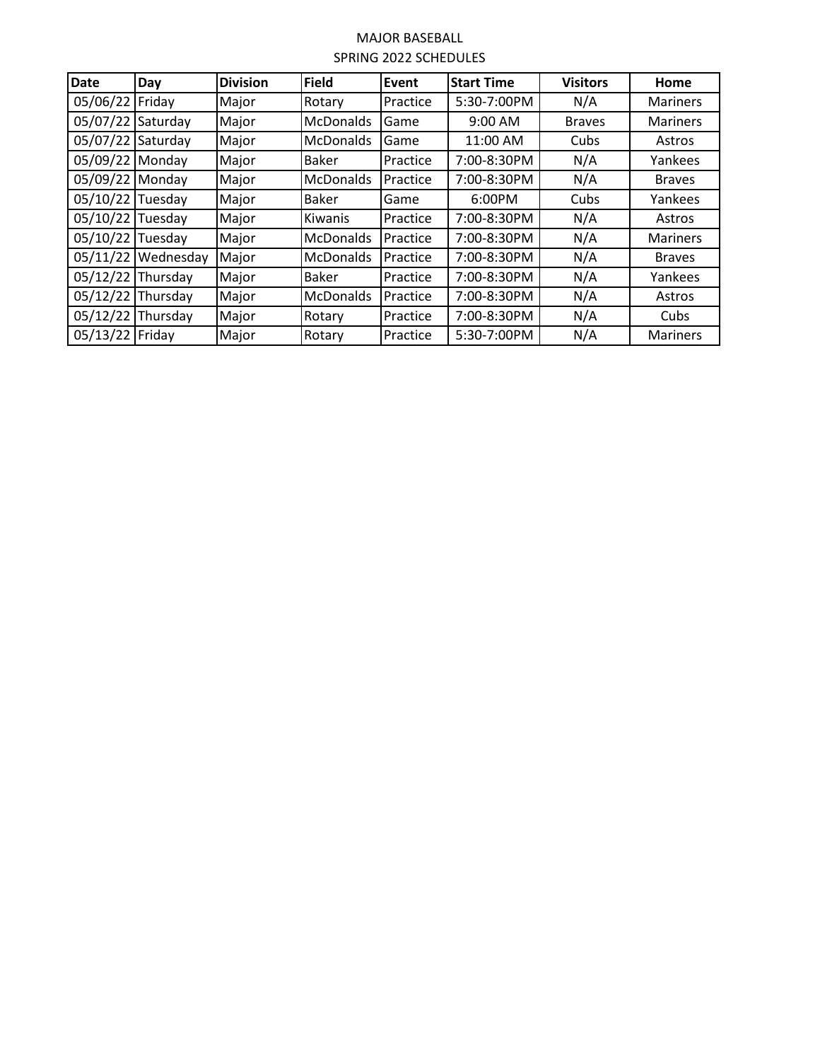MAJOR BASEBALL

SPRING 2022 SCHEDULES

| Date | Day | Division | Field | Event | Start Time | Visitors | Home |
|---|---|---|---|---|---|---|---|
| 05/06/22 | Friday | Major | Rotary | Practice | 5:30-7:00PM | N/A | Mariners |
| 05/07/22 | Saturday | Major | McDonalds | Game | 9:00 AM | Braves | Mariners |
| 05/07/22 | Saturday | Major | McDonalds | Game | 11:00 AM | Cubs | Astros |
| 05/09/22 | Monday | Major | Baker | Practice | 7:00-8:30PM | N/A | Yankees |
| 05/09/22 | Monday | Major | McDonalds | Practice | 7:00-8:30PM | N/A | Braves |
| 05/10/22 | Tuesday | Major | Baker | Game | 6:00PM | Cubs | Yankees |
| 05/10/22 | Tuesday | Major | Kiwanis | Practice | 7:00-8:30PM | N/A | Astros |
| 05/10/22 | Tuesday | Major | McDonalds | Practice | 7:00-8:30PM | N/A | Mariners |
| 05/11/22 | Wednesday | Major | McDonalds | Practice | 7:00-8:30PM | N/A | Braves |
| 05/12/22 | Thursday | Major | Baker | Practice | 7:00-8:30PM | N/A | Yankees |
| 05/12/22 | Thursday | Major | McDonalds | Practice | 7:00-8:30PM | N/A | Astros |
| 05/12/22 | Thursday | Major | Rotary | Practice | 7:00-8:30PM | N/A | Cubs |
| 05/13/22 | Friday | Major | Rotary | Practice | 5:30-7:00PM | N/A | Mariners |